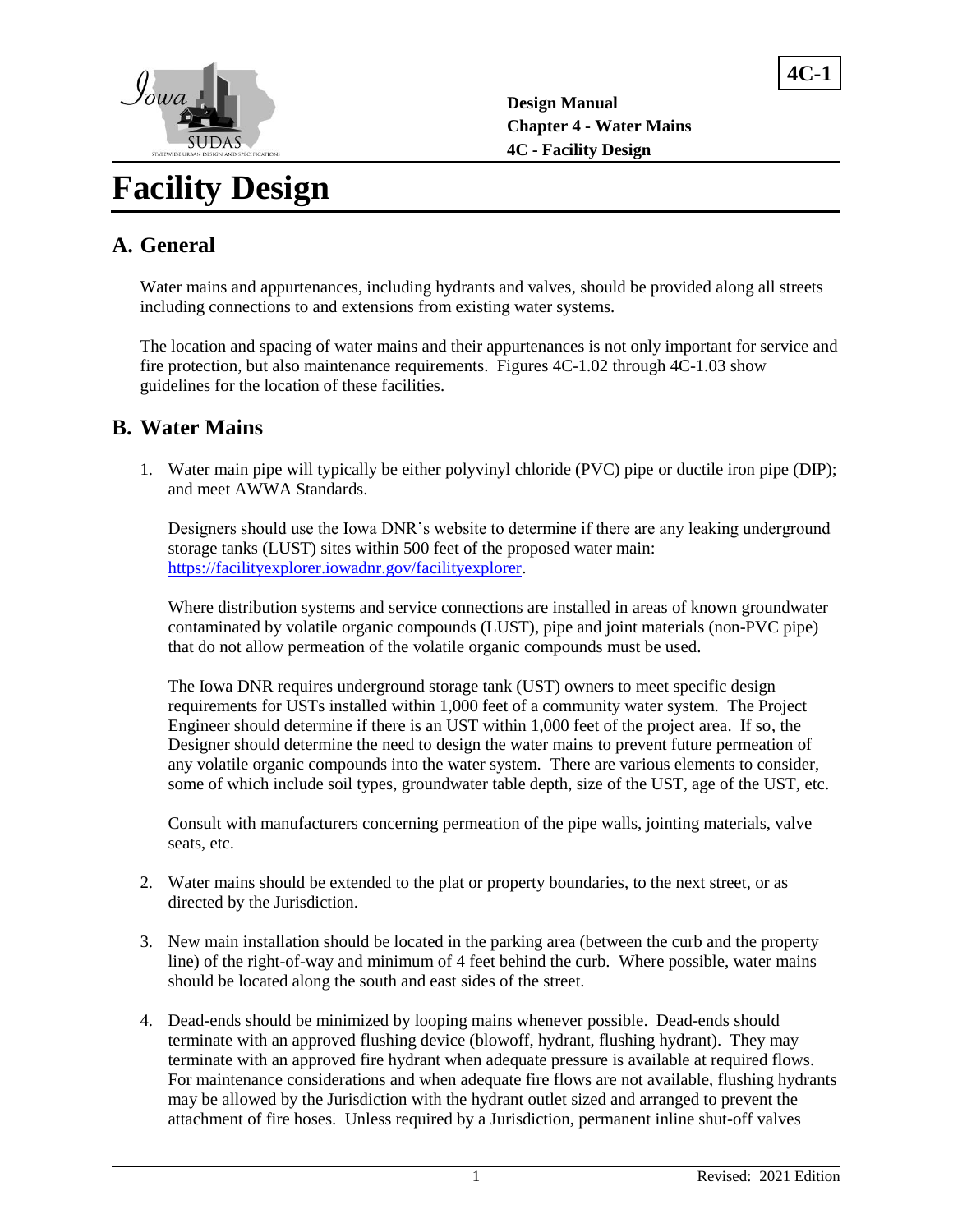# Facility Design

## A. General

Water mains and appurtenances, including hydrants and valves, should be provided along all streets including connections to and extensions from existing water systems.

The location and spacing of water mains and their appurtenances is not only important for service and fire protection, but also maintenance requirements. Figures 4C-1.02 through 4C-1.03 show guidelines for the location of these facilities.

## B. Water Mains

1. Water main pipe will typically be either polyvinyl chloride (PVC) pipe or ductile iron pipe (DIP); and meet AWWA Standards.

   Designers should use the Iowa DNR's website to determine if there are any leaking underground storage tanks (LUST) sites within 500 feet of the proposed water main: https://facilityexplorer.iowadnr.gov/facilityexplorer.

   Where distribution systems and service connections are installed in areas of known groundwater contaminated by volatile organic compounds (LUST), pipe and joint materials (non-PVC pipe) that do not allow permeation of the volatile organic compounds must be used.

   The Iowa DNR requires underground storage tank (UST) owners to meet specific design requirements for USTs installed within 1,000 feet of a community water system. The Project Engineer should determine if there is an UST within 1,000 feet of the project area. If so, the Designer should determine the need to design the water mains to prevent future permeation of any volatile organic compounds into the water system. There are various elements to consider, some of which include soil types, groundwater table depth, size of the UST, age of the UST, etc.

   Consult with manufacturers concerning permeation of the pipe walls, jointing materials, valve seats, etc.

2. Water mains should be extended to the plat or property boundaries, to the next street, or as directed by the Jurisdiction.

3. New main installation should be located in the parking area (between the curb and the property line) of the right-of-way and minimum of 4 feet behind the curb. Where possible, water mains should be located along the south and east sides of the street.

4. Dead-ends should be minimized by looping mains whenever possible. Dead-ends should terminate with an approved flushing device (blowoff, hydrant, flushing hydrant). They may terminate with an approved fire hydrant when adequate pressure is available at required flows. For maintenance considerations and when adequate fire flows are not available, flushing hydrants may be allowed by the Jurisdiction with the hydrant outlet sized and arranged to prevent the attachment of fire hoses. Unless required by a Jurisdiction, permanent inline shut-off valves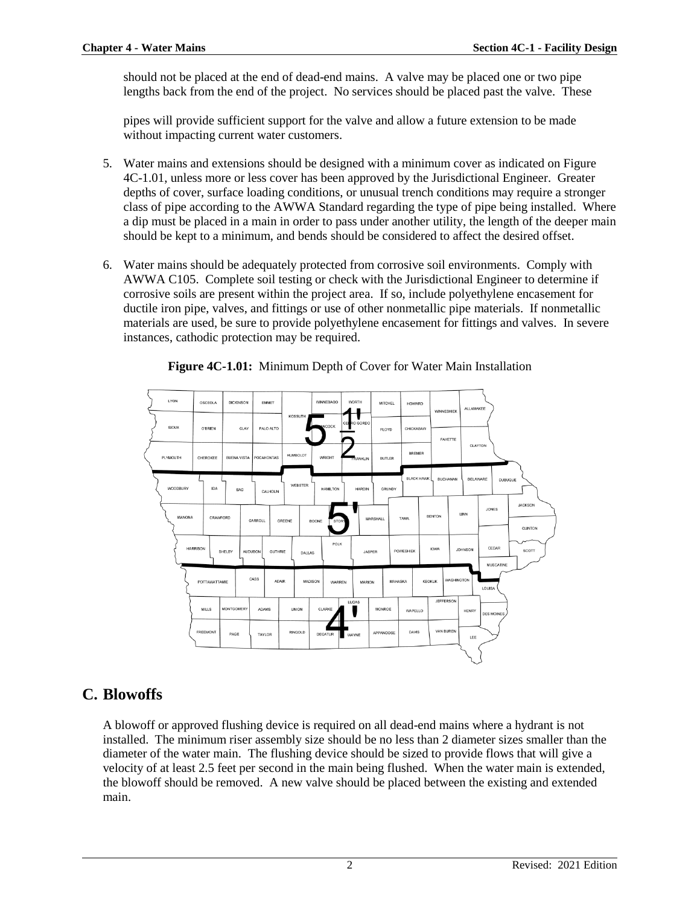should not be placed at the end of dead-end mains. A valve may be placed one or two pipe lengths back from the end of the project. No services should be placed past the valve. These

pipes will provide sufficient support for the valve and allow a future extension to be made without impacting current water customers.

5. Water mains and extensions should be designed with a minimum cover as indicated on Figure 4C-1.01, unless more or less cover has been approved by the Jurisdictional Engineer. Greater depths of cover, surface loading conditions, or unusual trench conditions may require a stronger class of pipe according to the AWWA Standard regarding the type of pipe being installed. Where a dip must be placed in a main in order to pass under another utility, the length of the deeper main should be kept to a minimum, and bends should be considered to affect the desired offset.

6. Water mains should be adequately protected from corrosive soil environments. Comply with AWWA C105. Complete soil testing or check with the Jurisdictional Engineer to determine if corrosive soils are present within the project area. If so, include polyethylene encasement for ductile iron pipe, valves, and fittings or use of other nonmetallic pipe materials. If nonmetallic materials are used, be sure to provide polyethylene encasement for fittings and valves. In severe instances, cathodic protection may be required.

**Figure 4C-1.01:** Minimum Depth of Cover for Water Main Installation

## C. Blowoffs

A blowoff or approved flushing device is required on all dead-end mains where a hydrant is not installed. The minimum riser assembly size should be no less than 2 diameter sizes smaller than the diameter of the water main. The flushing device should be sized to provide flows that will give a velocity of at least 2.5 feet per second in the main being flushed. When the water main is extended, the blowoff should be removed. A new valve should be placed between the existing and extended main.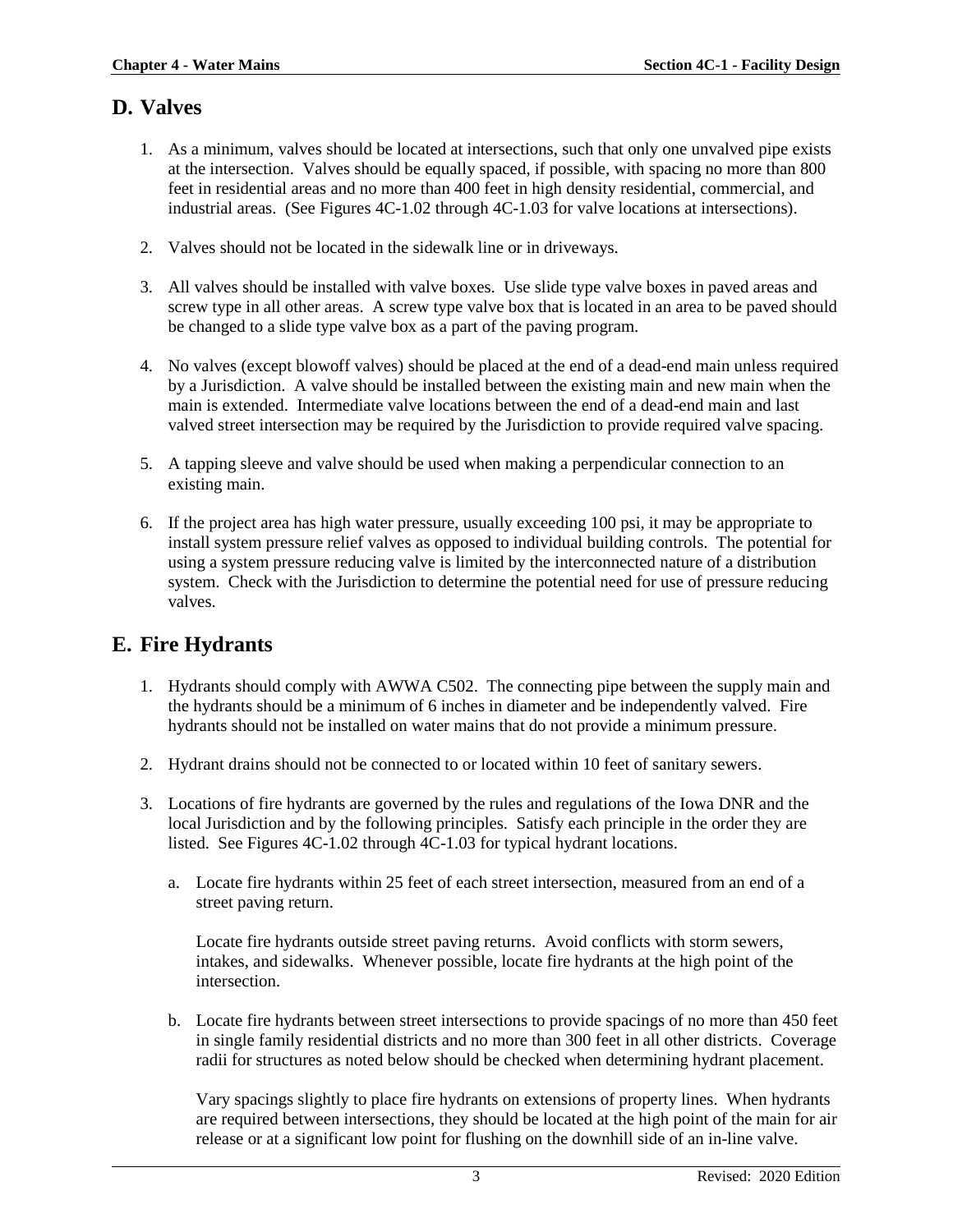## D. Valves

1. As a minimum, valves should be located at intersections, such that only one unvalved pipe exists at the intersection. Valves should be equally spaced, if possible, with spacing no more than 800 feet in residential areas and no more than 400 feet in high density residential, commercial, and industrial areas. (See Figures 4C-1.02 through 4C-1.03 for valve locations at intersections).

2. Valves should not be located in the sidewalk line or in driveways.

3. All valves should be installed with valve boxes. Use slide type valve boxes in paved areas and screw type in all other areas. A screw type valve box that is located in an area to be paved should be changed to a slide type valve box as a part of the paving program.

4. No valves (except blowoff valves) should be placed at the end of a dead-end main unless required by a Jurisdiction. A valve should be installed between the existing main and new main when the main is extended. Intermediate valve locations between the end of a dead-end main and last valved street intersection may be required by the Jurisdiction to provide required valve spacing.

5. A tapping sleeve and valve should be used when making a perpendicular connection to an existing main.

6. If the project area has high water pressure, usually exceeding 100 psi, it may be appropriate to install system pressure relief valves as opposed to individual building controls. The potential for using a system pressure reducing valve is limited by the interconnected nature of a distribution system. Check with the Jurisdiction to determine the potential need for use of pressure reducing valves.

## E. Fire Hydrants

1. Hydrants should comply with AWWA C502. The connecting pipe between the supply main and the hydrants should be a minimum of 6 inches in diameter and be independently valved. Fire hydrants should not be installed on water mains that do not provide a minimum pressure.

2. Hydrant drains should not be connected to or located within 10 feet of sanitary sewers.

3. Locations of fire hydrants are governed by the rules and regulations of the Iowa DNR and the local Jurisdiction and by the following principles. Satisfy each principle in the order they are listed. See Figures 4C-1.02 through 4C-1.03 for typical hydrant locations.

   a. Locate fire hydrants within 25 feet of each street intersection, measured from an end of a street paving return.

      Locate fire hydrants outside street paving returns. Avoid conflicts with storm sewers, intakes, and sidewalks. Whenever possible, locate fire hydrants at the high point of the intersection.

   b. Locate fire hydrants between street intersections to provide spacings of no more than 450 feet in single family residential districts and no more than 300 feet in all other districts. Coverage radii for structures as noted below should be checked when determining hydrant placement.

      Vary spacings slightly to place fire hydrants on extensions of property lines. When hydrants are required between intersections, they should be located at the high point of the main for air release or at a significant low point for flushing on the downhill side of an in-line valve.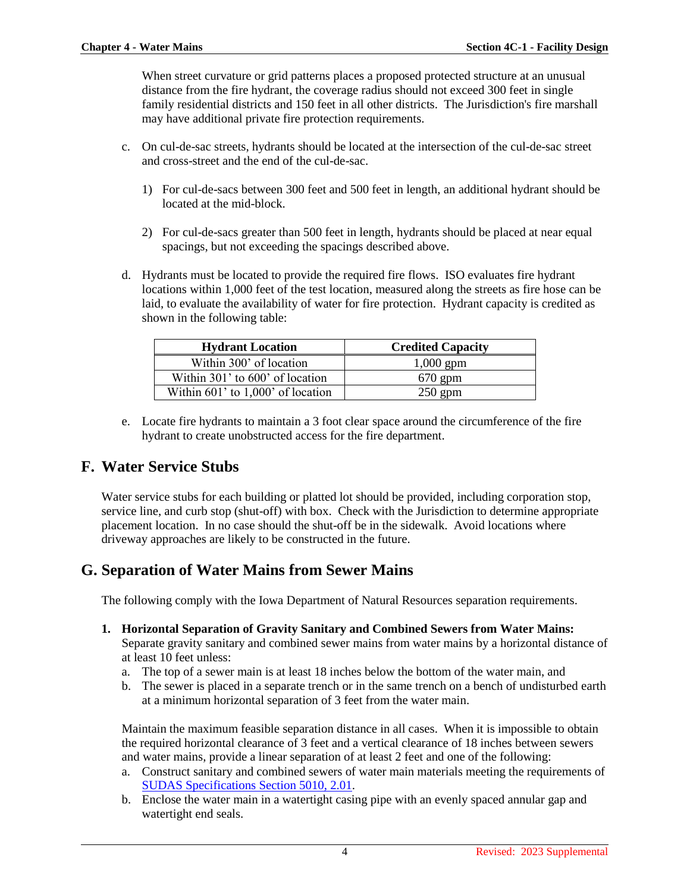When street curvature or grid patterns places a proposed protected structure at an unusual distance from the fire hydrant, the coverage radius should not exceed 300 feet in single family residential districts and 150 feet in all other districts. The Jurisdiction's fire marshall may have additional private fire protection requirements.

c. On cul-de-sac streets, hydrants should be located at the intersection of the cul-de-sac street and cross-street and the end of the cul-de-sac.

   1) For cul-de-sacs between 300 feet and 500 feet in length, an additional hydrant should be located at the mid-block.

   2) For cul-de-sacs greater than 500 feet in length, hydrants should be placed at near equal spacings, but not exceeding the spacings described above.

d. Hydrants must be located to provide the required fire flows. ISO evaluates fire hydrant locations within 1,000 feet of the test location, measured along the streets as fire hose can be laid, to evaluate the availability of water for fire protection. Hydrant capacity is credited as shown in the following table:

| Hydrant Location | Credited Capacity |
|---|---|
| Within 300’ of location | 1,000 gpm |
| Within 301’ to 600’ of location | 670 gpm |
| Within 601’ to 1,000’ of location | 250 gpm |

e. Locate fire hydrants to maintain a 3 foot clear space around the circumference of the fire hydrant to create unobstructed access for the fire department.

## F. Water Service Stubs

Water service stubs for each building or platted lot should be provided, including corporation stop, service line, and curb stop (shut-off) with box. Check with the Jurisdiction to determine appropriate placement location. In no case should the shut-off be in the sidewalk. Avoid locations where driveway approaches are likely to be constructed in the future.

## G. Separation of Water Mains from Sewer Mains

The following comply with the Iowa Department of Natural Resources separation requirements.

1. **Horizontal Separation of Gravity Sanitary and Combined Sewers from Water Mains:** Separate gravity sanitary and combined sewer mains from water mains by a horizontal distance of at least 10 feet unless:
   a. The top of a sewer main is at least 18 inches below the bottom of the water main, and
   b. The sewer is placed in a separate trench or in the same trench on a bench of undisturbed earth at a minimum horizontal separation of 3 feet from the water main.

   Maintain the maximum feasible separation distance in all cases. When it is impossible to obtain the required horizontal clearance of 3 feet and a vertical clearance of 18 inches between sewers and water mains, provide a linear separation of at least 2 feet and one of the following:
   a. Construct sanitary and combined sewers of water main materials meeting the requirements of SUDAS Specifications Section 5010, 2.01.
   b. Enclose the water main in a watertight casing pipe with an evenly spaced annular gap and watertight end seals.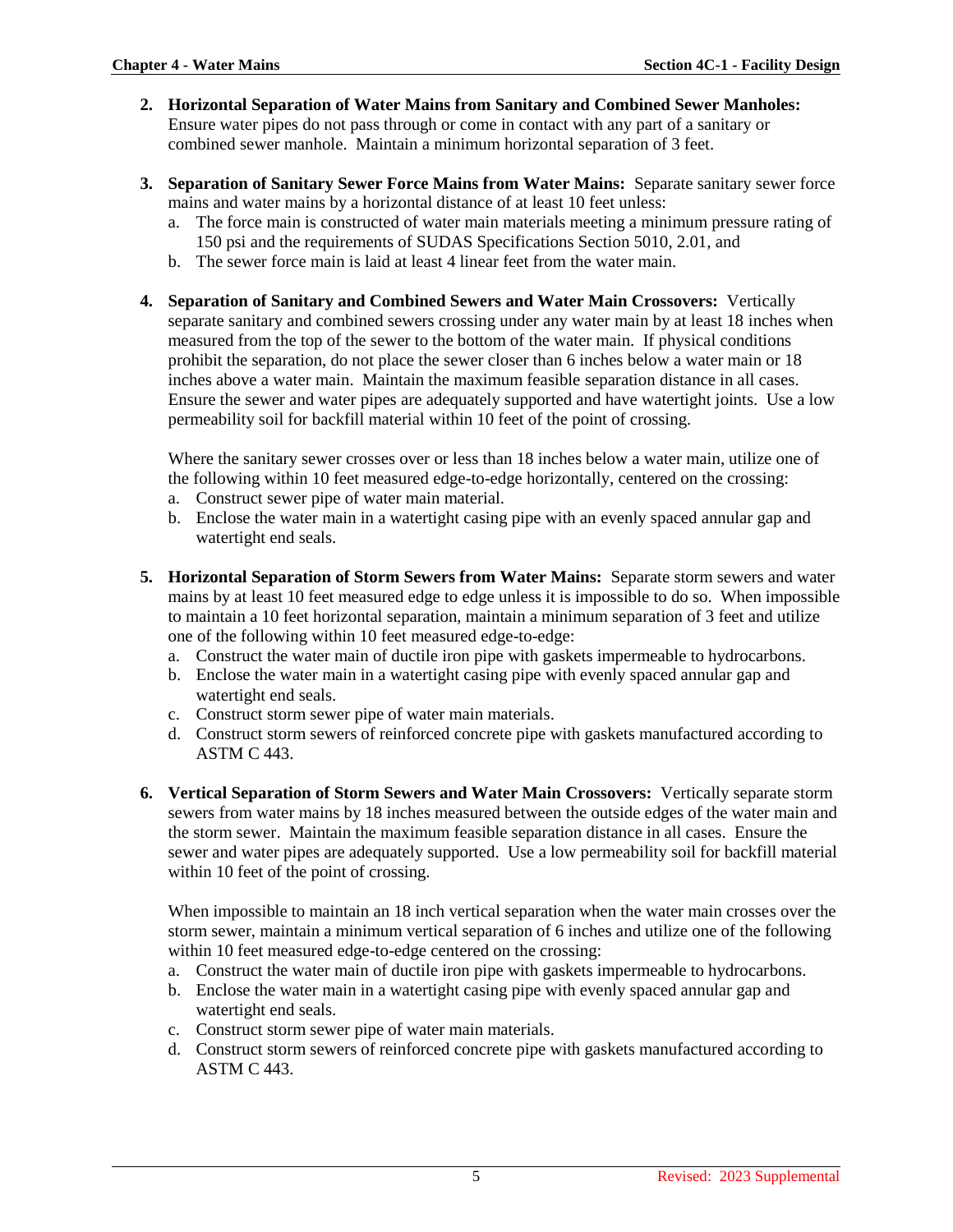2. **Horizontal Separation of Water Mains from Sanitary and Combined Sewer Manholes:** Ensure water pipes do not pass through or come in contact with any part of a sanitary or combined sewer manhole. Maintain a minimum horizontal separation of 3 feet.

3. **Separation of Sanitary Sewer Force Mains from Water Mains:** Separate sanitary sewer force mains and water mains by a horizontal distance of at least 10 feet unless:
   a. The force main is constructed of water main materials meeting a minimum pressure rating of 150 psi and the requirements of SUDAS Specifications Section 5010, 2.01, and
   b. The sewer force main is laid at least 4 linear feet from the water main.

4. **Separation of Sanitary and Combined Sewers and Water Main Crossovers:** Vertically separate sanitary and combined sewers crossing under any water main by at least 18 inches when measured from the top of the sewer to the bottom of the water main. If physical conditions prohibit the separation, do not place the sewer closer than 6 inches below a water main or 18 inches above a water main. Maintain the maximum feasible separation distance in all cases. Ensure the sewer and water pipes are adequately supported and have watertight joints. Use a low permeability soil for backfill material within 10 feet of the point of crossing.

   Where the sanitary sewer crosses over or less than 18 inches below a water main, utilize one of the following within 10 feet measured edge-to-edge horizontally, centered on the crossing:
   a. Construct sewer pipe of water main material.
   b. Enclose the water main in a watertight casing pipe with an evenly spaced annular gap and watertight end seals.

5. **Horizontal Separation of Storm Sewers from Water Mains:** Separate storm sewers and water mains by at least 10 feet measured edge to edge unless it is impossible to do so. When impossible to maintain a 10 feet horizontal separation, maintain a minimum separation of 3 feet and utilize one of the following within 10 feet measured edge-to-edge:
   a. Construct the water main of ductile iron pipe with gaskets impermeable to hydrocarbons.
   b. Enclose the water main in a watertight casing pipe with evenly spaced annular gap and watertight end seals.
   c. Construct storm sewer pipe of water main materials.
   d. Construct storm sewers of reinforced concrete pipe with gaskets manufactured according to ASTM C 443.

6. **Vertical Separation of Storm Sewers and Water Main Crossovers:** Vertically separate storm sewers from water mains by 18 inches measured between the outside edges of the water main and the storm sewer. Maintain the maximum feasible separation distance in all cases. Ensure the sewer and water pipes are adequately supported. Use a low permeability soil for backfill material within 10 feet of the point of crossing.

   When impossible to maintain an 18 inch vertical separation when the water main crosses over the storm sewer, maintain a minimum vertical separation of 6 inches and utilize one of the following within 10 feet measured edge-to-edge centered on the crossing:
   a. Construct the water main of ductile iron pipe with gaskets impermeable to hydrocarbons.
   b. Enclose the water main in a watertight casing pipe with evenly spaced annular gap and watertight end seals.
   c. Construct storm sewer pipe of water main materials.
   d. Construct storm sewers of reinforced concrete pipe with gaskets manufactured according to ASTM C 443.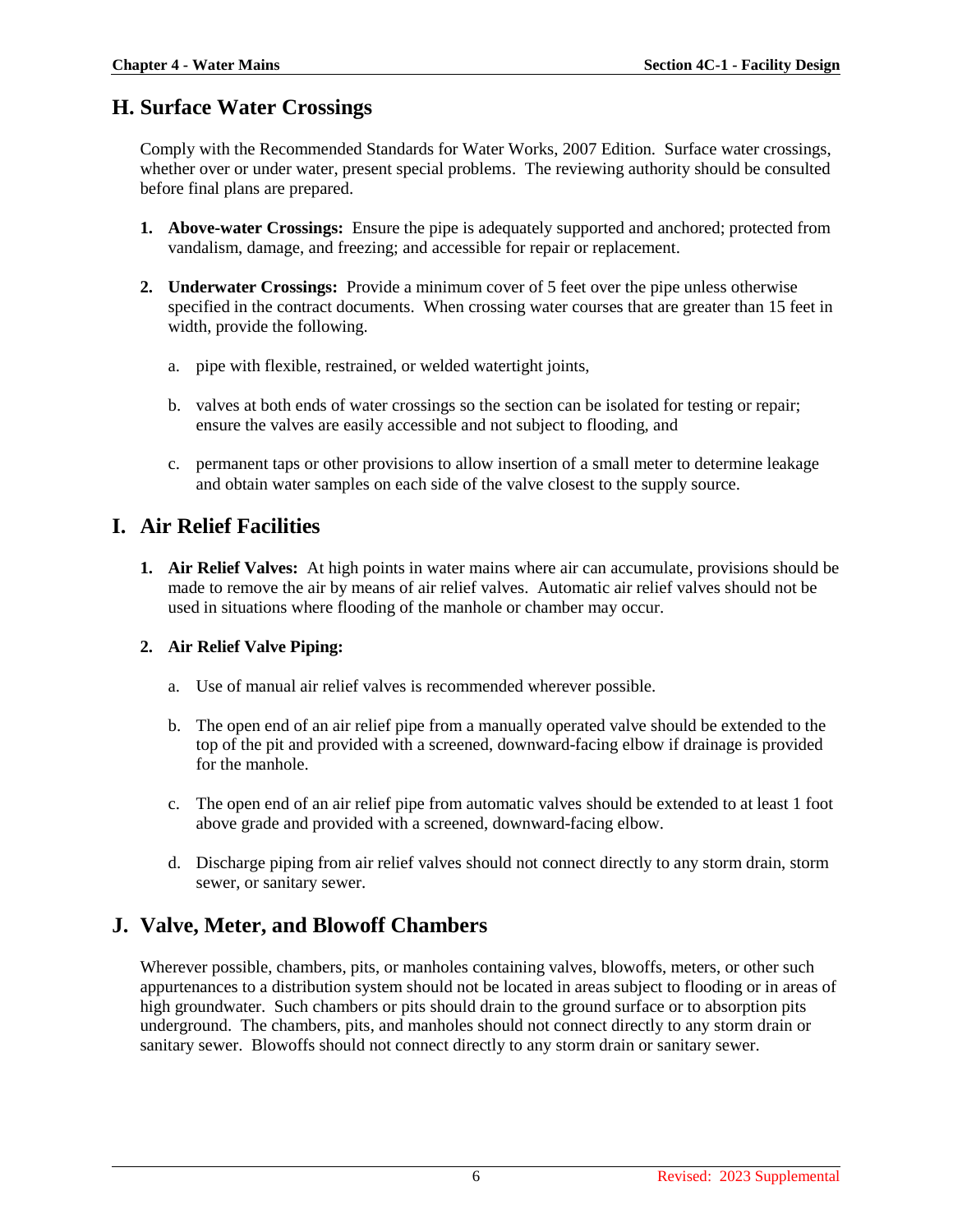## H. Surface Water Crossings

Comply with the Recommended Standards for Water Works, 2007 Edition. Surface water crossings, whether over or under water, present special problems. The reviewing authority should be consulted before final plans are prepared.

1. **Above-water Crossings:** Ensure the pipe is adequately supported and anchored; protected from vandalism, damage, and freezing; and accessible for repair or replacement.

2. **Underwater Crossings:** Provide a minimum cover of 5 feet over the pipe unless otherwise specified in the contract documents. When crossing water courses that are greater than 15 feet in width, provide the following.

   a. pipe with flexible, restrained, or welded watertight joints,

   b. valves at both ends of water crossings so the section can be isolated for testing or repair; ensure the valves are easily accessible and not subject to flooding, and

   c. permanent taps or other provisions to allow insertion of a small meter to determine leakage and obtain water samples on each side of the valve closest to the supply source.

## I. Air Relief Facilities

1. **Air Relief Valves:** At high points in water mains where air can accumulate, provisions should be made to remove the air by means of air relief valves. Automatic air relief valves should not be used in situations where flooding of the manhole or chamber may occur.

2. **Air Relief Valve Piping:**

   a. Use of manual air relief valves is recommended wherever possible.

   b. The open end of an air relief pipe from a manually operated valve should be extended to the top of the pit and provided with a screened, downward-facing elbow if drainage is provided for the manhole.

   c. The open end of an air relief pipe from automatic valves should be extended to at least 1 foot above grade and provided with a screened, downward-facing elbow.

   d. Discharge piping from air relief valves should not connect directly to any storm drain, storm sewer, or sanitary sewer.

## J. Valve, Meter, and Blowoff Chambers

Wherever possible, chambers, pits, or manholes containing valves, blowoffs, meters, or other such appurtenances to a distribution system should not be located in areas subject to flooding or in areas of high groundwater. Such chambers or pits should drain to the ground surface or to absorption pits underground. The chambers, pits, and manholes should not connect directly to any storm drain or sanitary sewer. Blowoffs should not connect directly to any storm drain or sanitary sewer.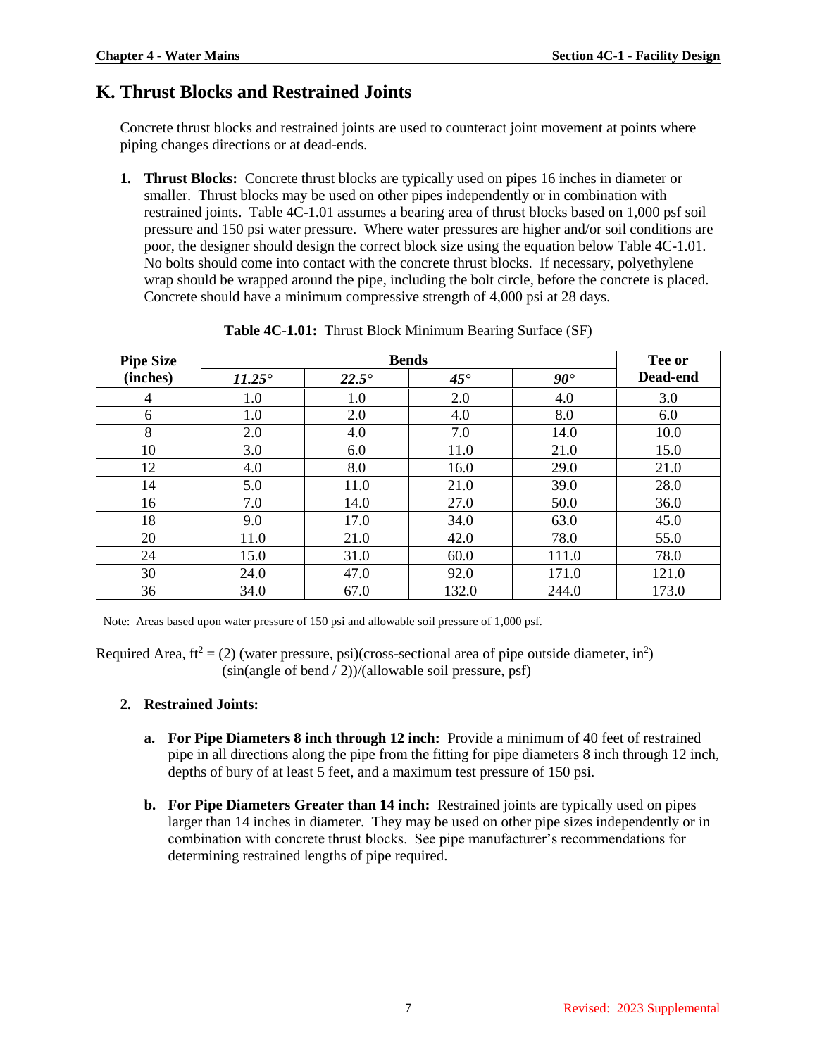## K. Thrust Blocks and Restrained Joints

Concrete thrust blocks and restrained joints are used to counteract joint movement at points where piping changes directions or at dead-ends.

1. **Thrust Blocks:** Concrete thrust blocks are typically used on pipes 16 inches in diameter or smaller. Thrust blocks may be used on other pipes independently or in combination with restrained joints. Table 4C-1.01 assumes a bearing area of thrust blocks based on 1,000 psf soil pressure and 150 psi water pressure. Where water pressures are higher and/or soil conditions are poor, the designer should design the correct block size using the equation below Table 4C-1.01. No bolts should come into contact with the concrete thrust blocks. If necessary, polyethylene wrap should be wrapped around the pipe, including the bolt circle, before the concrete is placed. Concrete should have a minimum compressive strength of 4,000 psi at 28 days.

**Table 4C-1.01:** Thrust Block Minimum Bearing Surface (SF)

| Pipe Size (inches) | Bends | | | | Tee or Dead-end |
|---|---|---|---|---|---|
| | *11.25°* | *22.5°* | *45°* | *90°* | |
| 4 | 1.0 | 1.0 | 2.0 | 4.0 | 3.0 |
| 6 | 1.0 | 2.0 | 4.0 | 8.0 | 6.0 |
| 8 | 2.0 | 4.0 | 7.0 | 14.0 | 10.0 |
| 10 | 3.0 | 6.0 | 11.0 | 21.0 | 15.0 |
| 12 | 4.0 | 8.0 | 16.0 | 29.0 | 21.0 |
| 14 | 5.0 | 11.0 | 21.0 | 39.0 | 28.0 |
| 16 | 7.0 | 14.0 | 27.0 | 50.0 | 36.0 |
| 18 | 9.0 | 17.0 | 34.0 | 63.0 | 45.0 |
| 20 | 11.0 | 21.0 | 42.0 | 78.0 | 55.0 |
| 24 | 15.0 | 31.0 | 60.0 | 111.0 | 78.0 |
| 30 | 24.0 | 47.0 | 92.0 | 171.0 | 121.0 |
| 36 | 34.0 | 67.0 | 132.0 | 244.0 | 173.0 |

Note: Areas based upon water pressure of 150 psi and allowable soil pressure of 1,000 psf.

Required Area, $ft^2$ = (2) (water pressure, psi)(cross-sectional area of pipe outside diameter, $in^2$) (sin(angle of bend / 2))/(allowable soil pressure, psf)

2. **Restrained Joints:**

   a. **For Pipe Diameters 8 inch through 12 inch:** Provide a minimum of 40 feet of restrained pipe in all directions along the pipe from the fitting for pipe diameters 8 inch through 12 inch, depths of bury of at least 5 feet, and a maximum test pressure of 150 psi.

   b. **For Pipe Diameters Greater than 14 inch:** Restrained joints are typically used on pipes larger than 14 inches in diameter. They may be used on other pipe sizes independently or in combination with concrete thrust blocks. See pipe manufacturer's recommendations for determining restrained lengths of pipe required.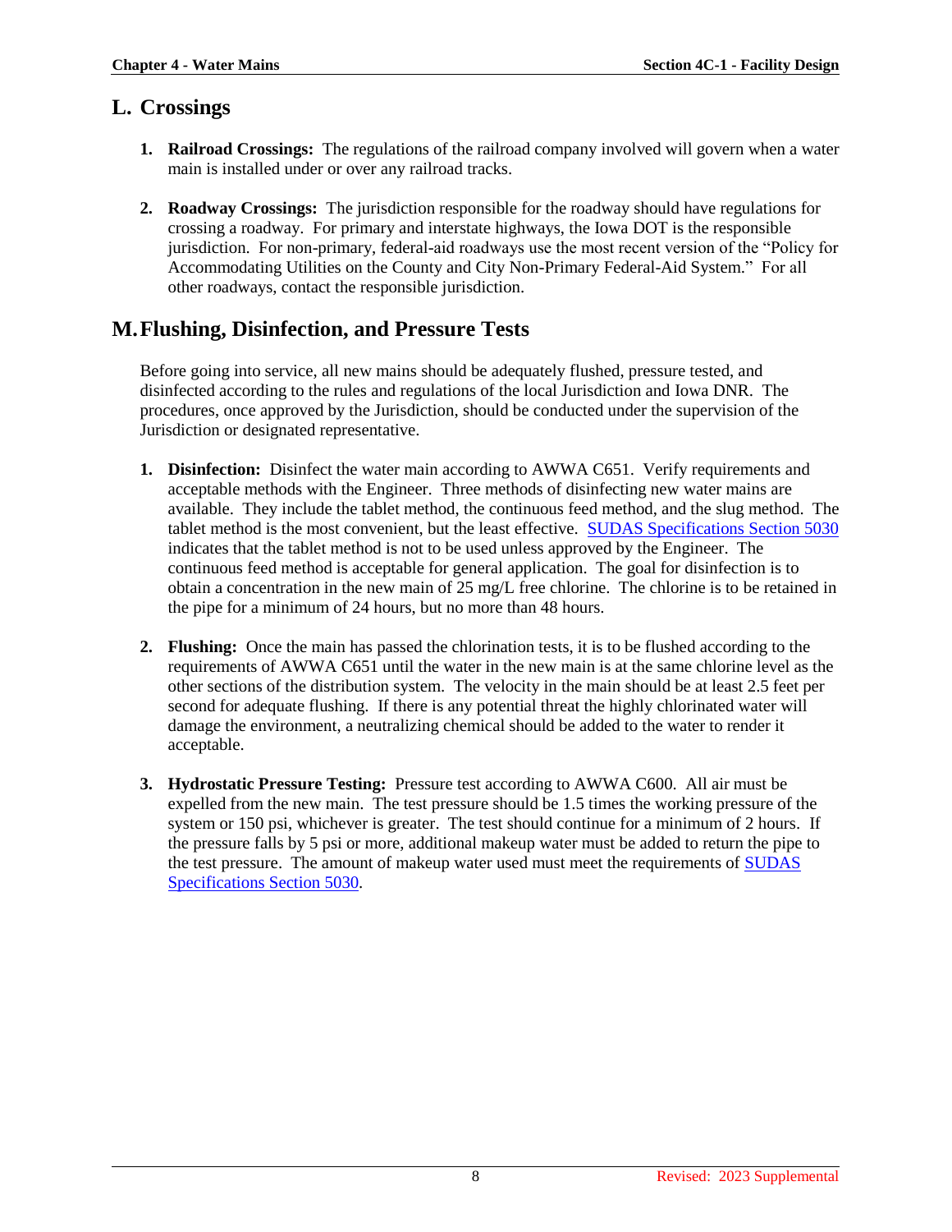## L. Crossings

1. **Railroad Crossings:** The regulations of the railroad company involved will govern when a water main is installed under or over any railroad tracks.

2. **Roadway Crossings:** The jurisdiction responsible for the roadway should have regulations for crossing a roadway. For primary and interstate highways, the Iowa DOT is the responsible jurisdiction. For non-primary, federal-aid roadways use the most recent version of the "Policy for Accommodating Utilities on the County and City Non-Primary Federal-Aid System." For all other roadways, contact the responsible jurisdiction.

## M. Flushing, Disinfection, and Pressure Tests

Before going into service, all new mains should be adequately flushed, pressure tested, and disinfected according to the rules and regulations of the local Jurisdiction and Iowa DNR. The procedures, once approved by the Jurisdiction, should be conducted under the supervision of the Jurisdiction or designated representative.

1. **Disinfection:** Disinfect the water main according to AWWA C651. Verify requirements and acceptable methods with the Engineer. Three methods of disinfecting new water mains are available. They include the tablet method, the continuous feed method, and the slug method. The tablet method is the most convenient, but the least effective. SUDAS Specifications Section 5030 indicates that the tablet method is not to be used unless approved by the Engineer. The continuous feed method is acceptable for general application. The goal for disinfection is to obtain a concentration in the new main of 25 mg/L free chlorine. The chlorine is to be retained in the pipe for a minimum of 24 hours, but no more than 48 hours.

2. **Flushing:** Once the main has passed the chlorination tests, it is to be flushed according to the requirements of AWWA C651 until the water in the new main is at the same chlorine level as the other sections of the distribution system. The velocity in the main should be at least 2.5 feet per second for adequate flushing. If there is any potential threat the highly chlorinated water will damage the environment, a neutralizing chemical should be added to the water to render it acceptable.

3. **Hydrostatic Pressure Testing:** Pressure test according to AWWA C600. All air must be expelled from the new main. The test pressure should be 1.5 times the working pressure of the system or 150 psi, whichever is greater. The test should continue for a minimum of 2 hours. If the pressure falls by 5 psi or more, additional makeup water must be added to return the pipe to the test pressure. The amount of makeup water used must meet the requirements of SUDAS Specifications Section 5030.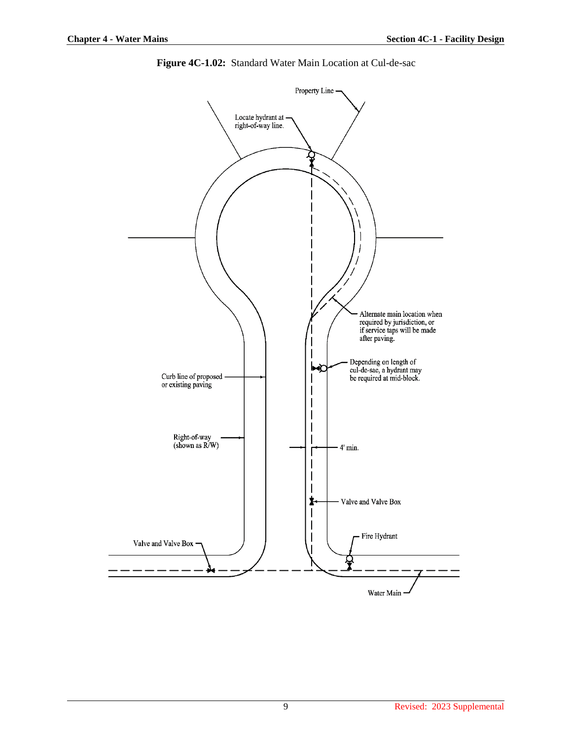**Figure 4C-1.02:** Standard Water Main Location at Cul-de-sac

Property Line

Locate hydrant at right-of-way line.

Alternate main location when required by jurisdiction, or if service taps will be made after paving.

Depending on length of cul-de-sac, a hydrant may be required at mid-block.

Curb line of proposed or existing paving

Right-of-way (shown as R/W)

4' min.

Valve and Valve Box

Fire Hydrant

Valve and Valve Box

Water Main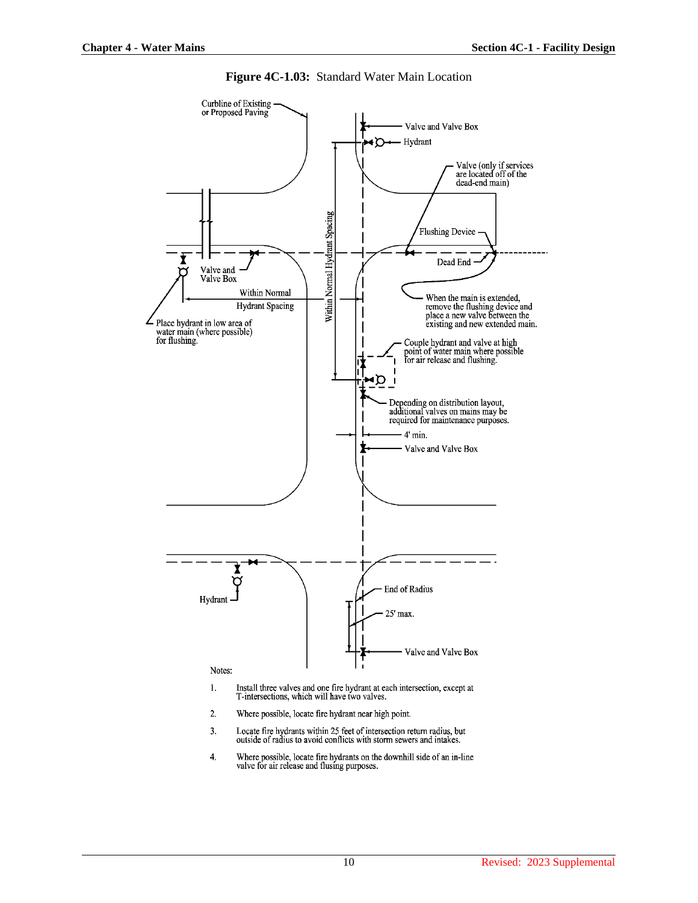**Figure 4C-1.03:** Standard Water Main Location

Curbline of Existing or Proposed Paving

Valve and Valve Box

Hydrant

Valve (only if services are located off of the dead-end main)

Flushing Device

Dead End

Within Normal Hydrant Spacing

Valve and Valve Box

Within Normal Hydrant Spacing

When the main is extended, remove the flushing device and place a new valve between the existing and new extended main.

Place hydrant in low area of water main (where possible) for flushing.

Couple hydrant and valve at high point of water main where possible for air release and flushing.

Depending on distribution layout, additional valves on mains may be required for maintenance purposes.

4' min.

Valve and Valve Box

Hydrant

End of Radius

25' max.

Valve and Valve Box

Notes:

1. Install three valves and one fire hydrant at each intersection, except at T-intersections, which will have two valves.
2. Where possible, locate fire hydrant near high point.
3. Locate fire hydrants within 25 feet of intersection return radius, but outside of radius to avoid conflicts with storm sewers and intakes.
4. Where possible, locate fire hydrants on the downhill side of an in-line valve for air release and flusing purposes.